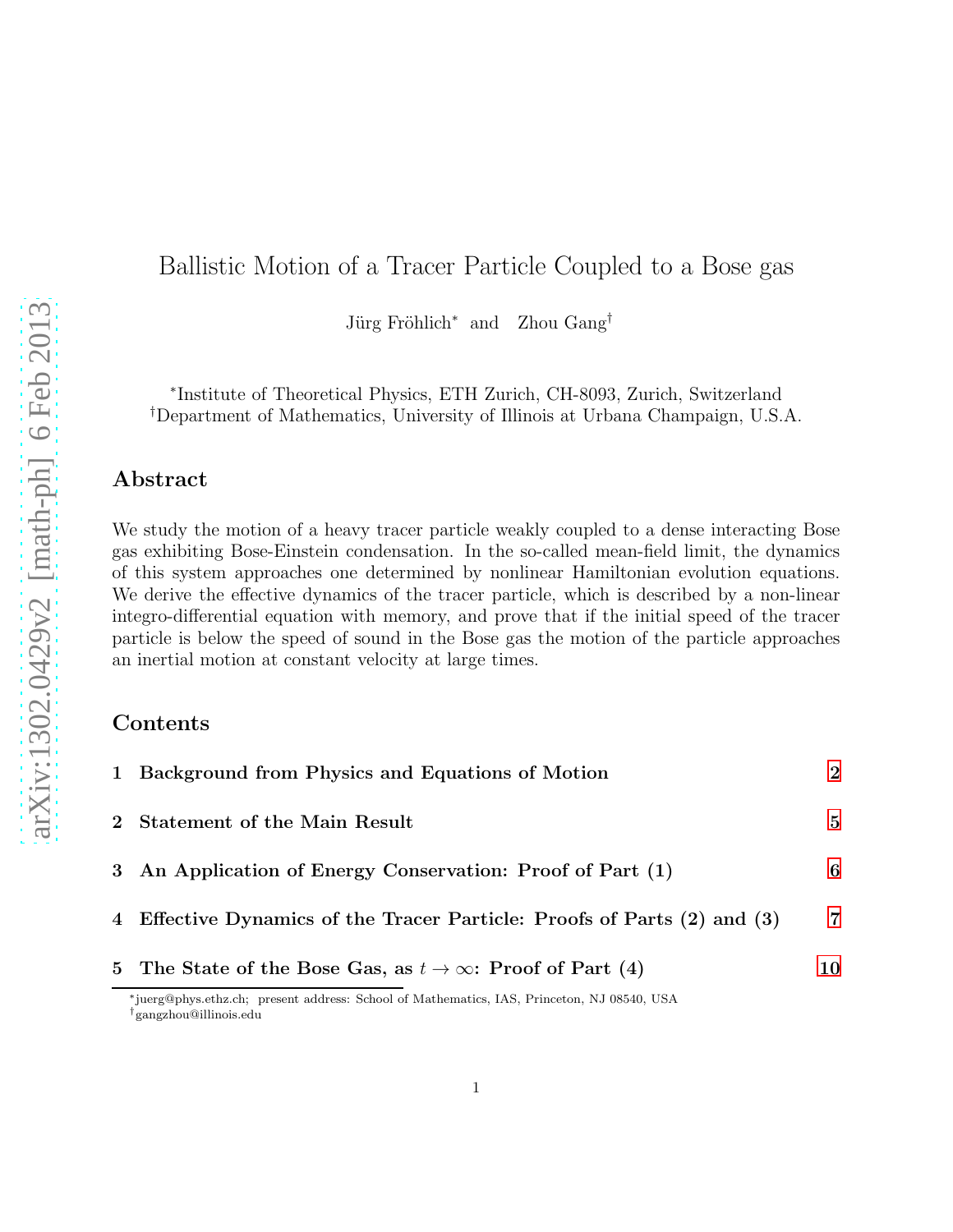# Ballistic Motion of a Tracer Particle Coupled to a Bose gas

Jürg Fröhlich[*] and Zhou Gang[†]

[*]Institute of Theoretical Physics, ETH Zurich, CH-8093, Zurich, Switzerland
[†]Department of Mathematics, University of Illinois at Urbana Champaign, U.S.A.

## Abstract

We study the motion of a heavy tracer particle weakly coupled to a dense interacting Bose gas exhibiting Bose-Einstein condensation. In the so-called mean-field limit, the dynamics of this system approaches one determined by nonlinear Hamiltonian evolution equations. We derive the effective dynamics of the tracer particle, which is described by a non-linear integro-differential equation with memory, and prove that if the initial speed of the tracer particle is below the speed of sound in the Bose gas the motion of the particle approaches an inertial motion at constant velocity at large times.

## Contents

1 **Background from Physics and Equations of Motion** 2

2 **Statement of the Main Result** 5

3 **An Application of Energy Conservation: Proof of Part (1)** 6

4 **Effective Dynamics of the Tracer Particle: Proofs of Parts (2) and (3)** 7

5 **The State of the Bose Gas, as $t \to \infty$: Proof of Part (4)** 10

[*]juerg@phys.ethz.ch; present address: School of Mathematics, IAS, Princeton, NJ 08540, USA
[†]gangzhou@illinois.edu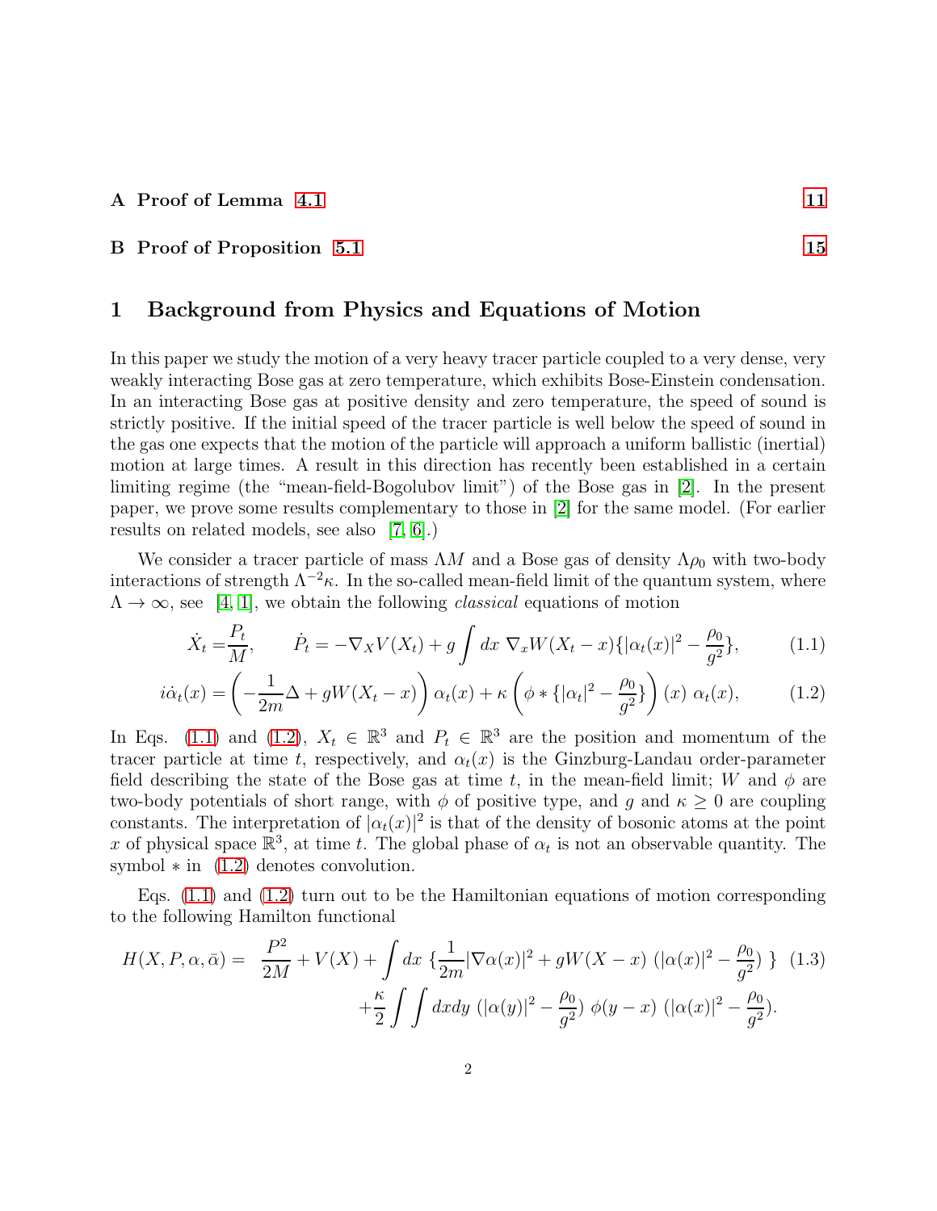**A Proof of Lemma 4.1** 11

**B Proof of Proposition 5.1** 15

# 1 Background from Physics and Equations of Motion

In this paper we study the motion of a very heavy tracer particle coupled to a very dense, very weakly interacting Bose gas at zero temperature, which exhibits Bose-Einstein condensation. In an interacting Bose gas at positive density and zero temperature, the speed of sound is strictly positive. If the initial speed of the tracer particle is well below the speed of sound in the gas one expects that the motion of the particle will approach a uniform ballistic (inertial) motion at large times. A result in this direction has recently been established in a certain limiting regime (the "mean-field-Bogolubov limit") of the Bose gas in [2]. In the present paper, we prove some results complementary to those in [2] for the same model. (For earlier results on related models, see also [7, 6].)

We consider a tracer particle of mass $\Lambda M$ and a Bose gas of density $\Lambda \rho_0$ with two-body interactions of strength $\Lambda^{-2}\kappa$. In the so-called mean-field limit of the quantum system, where $\Lambda \to \infty$, see [4, 1], we obtain the following *classical* equations of motion

$$\dot{X}_t = \frac{P_t}{M}, \qquad \dot{P}_t = -\nabla_X V(X_t) + g \int dx\ \nabla_x W(X_t - x)\{|\alpha_t(x)|^2 - \frac{\rho_0}{g^2}\}, \tag{1.1}$$

$$i\dot{\alpha}_t(x) = \left(-\frac{1}{2m}\Delta + gW(X_t - x)\right)\alpha_t(x) + \kappa\left(\phi * \{|\alpha_t|^2 - \frac{\rho_0}{g^2}\}\right)(x)\ \alpha_t(x), \tag{1.2}$$

In Eqs. (1.1) and (1.2), $X_t \in \mathbb{R}^3$ and $P_t \in \mathbb{R}^3$ are the position and momentum of the tracer particle at time $t$, respectively, and $\alpha_t(x)$ is the Ginzburg-Landau order-parameter field describing the state of the Bose gas at time $t$, in the mean-field limit; $W$ and $\phi$ are two-body potentials of short range, with $\phi$ of positive type, and $g$ and $\kappa \geq 0$ are coupling constants. The interpretation of $|\alpha_t(x)|^2$ is that of the density of bosonic atoms at the point $x$ of physical space $\mathbb{R}^3$, at time $t$. The global phase of $\alpha_t$ is not an observable quantity. The symbol $*$ in (1.2) denotes convolution.

Eqs. (1.1) and (1.2) turn out to be the Hamiltonian equations of motion corresponding to the following Hamilton functional

$$\begin{aligned} H(X, P, \alpha, \bar{\alpha}) = \ & \frac{P^2}{2M} + V(X) + \int dx\ \{\frac{1}{2m}|\nabla\alpha(x)|^2 + gW(X - x)\ (|\alpha(x)|^2 - \frac{\rho_0}{g^2})\ \} \\ & + \frac{\kappa}{2}\int\int dx dy\ (|\alpha(y)|^2 - \frac{\rho_0}{g^2})\ \phi(y - x)\ (|\alpha(x)|^2 - \frac{\rho_0}{g^2}). \end{aligned} \tag{1.3}$$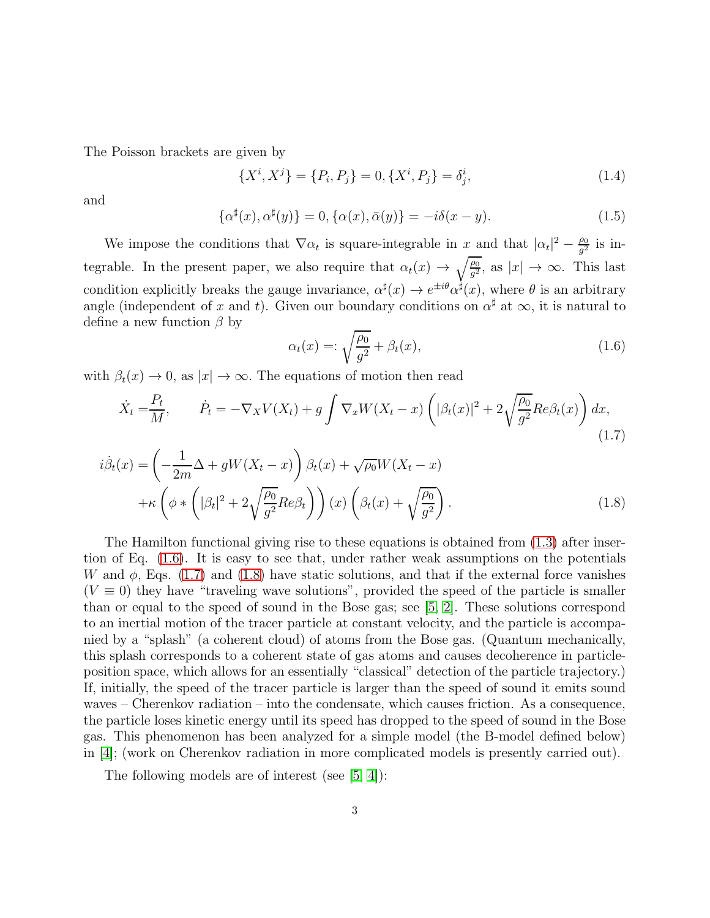The Poisson brackets are given by

$$\{X^i, X^j\} = \{P_i, P_j\} = 0, \{X^i, P_j\} = \delta^i_j, \tag{1.4}$$

and

$$\{\alpha^\sharp(x), \alpha^\sharp(y)\} = 0, \{\alpha(x), \bar{\alpha}(y)\} = -i\delta(x-y). \tag{1.5}$$

We impose the conditions that $\nabla \alpha_t$ is square-integrable in $x$ and that $|\alpha_t|^2 - \frac{\rho_0}{g^2}$ is integrable. In the present paper, we also require that $\alpha_t(x) \to \sqrt{\frac{\rho_0}{g^2}}$, as $|x| \to \infty$. This last condition explicitly breaks the gauge invariance, $\alpha^\sharp(x) \to e^{\pm i\theta}\alpha^\sharp(x)$, where $\theta$ is an arbitrary angle (independent of $x$ and $t$). Given our boundary conditions on $\alpha^\sharp$ at $\infty$, it is natural to define a new function $\beta$ by

$$\alpha_t(x) =: \sqrt{\frac{\rho_0}{g^2}} + \beta_t(x), \tag{1.6}$$

with $\beta_t(x) \to 0$, as $|x| \to \infty$. The equations of motion then read

$$\dot{X}_t = \frac{P_t}{M}, \qquad \dot{P}_t = -\nabla_X V(X_t) + g\int \nabla_x W(X_t - x)\left(|\beta_t(x)|^2 + 2\sqrt{\frac{\rho_0}{g^2}} Re\beta_t(x)\right)dx, \tag{1.7}$$

$$i\dot{\beta}_t(x) = \left(-\frac{1}{2m}\Delta + gW(X_t - x)\right)\beta_t(x) + \sqrt{\rho_0}W(X_t - x) + \kappa\left(\phi * \left(|\beta_t|^2 + 2\sqrt{\frac{\rho_0}{g^2}}Re\beta_t\right)\right)(x)\left(\beta_t(x) + \sqrt{\frac{\rho_0}{g^2}}\right). \tag{1.8}$$

The Hamilton functional giving rise to these equations is obtained from (1.3) after insertion of Eq. (1.6). It is easy to see that, under rather weak assumptions on the potentials $W$ and $\phi$, Eqs. (1.7) and (1.8) have static solutions, and that if the external force vanishes ($V \equiv 0$) they have "traveling wave solutions", provided the speed of the particle is smaller than or equal to the speed of sound in the Bose gas; see [5, 2]. These solutions correspond to an inertial motion of the tracer particle at constant velocity, and the particle is accompanied by a "splash" (a coherent cloud) of atoms from the Bose gas. (Quantum mechanically, this splash corresponds to a coherent state of gas atoms and causes decoherence in particle-position space, which allows for an essentially "classical" detection of the particle trajectory.) If, initially, the speed of the tracer particle is larger than the speed of sound it emits sound waves – Cherenkov radiation – into the condensate, which causes friction. As a consequence, the particle loses kinetic energy until its speed has dropped to the speed of sound in the Bose gas. This phenomenon has been analyzed for a simple model (the B-model defined below) in [4]; (work on Cherenkov radiation in more complicated models is presently carried out).

The following models are of interest (see [5, 4]):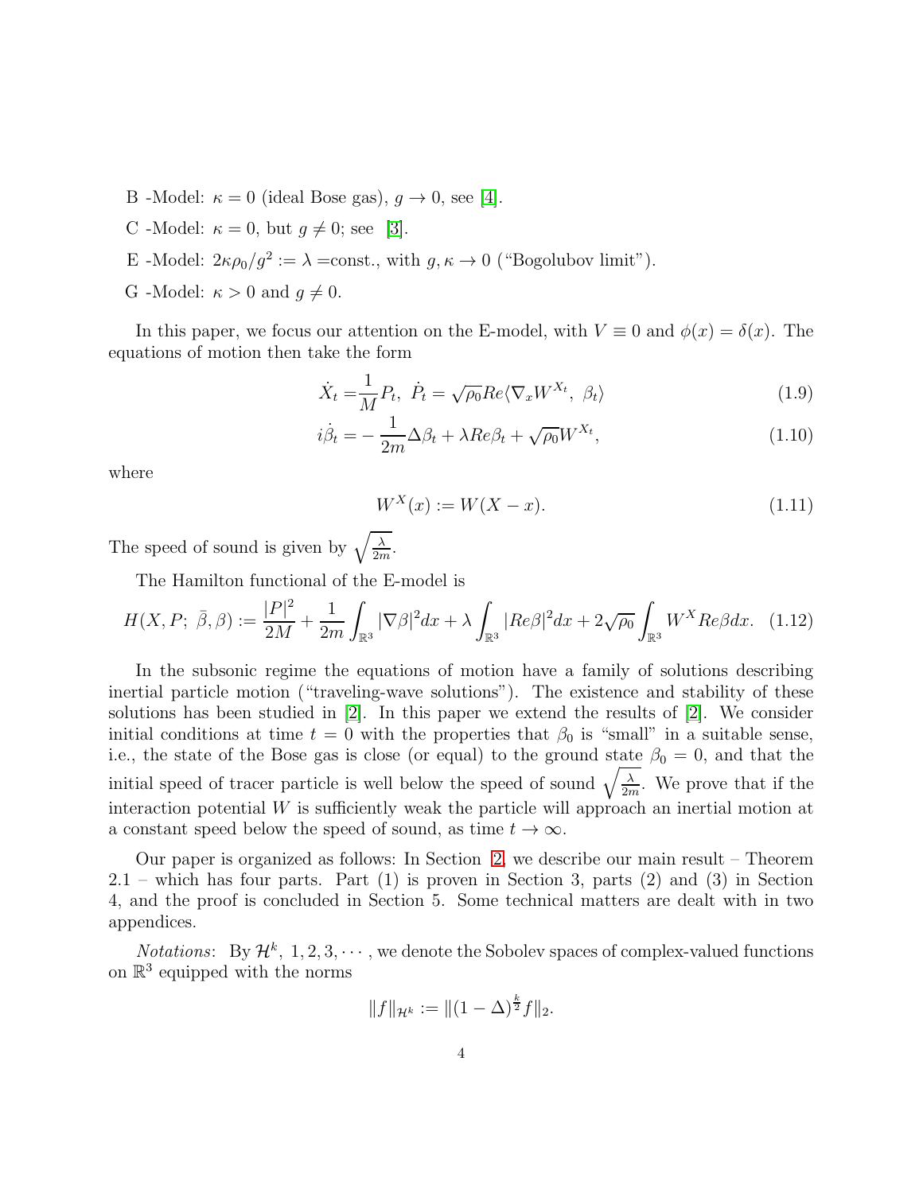B -Model: $\kappa = 0$ (ideal Bose gas), $g \to 0$, see [4].

C -Model: $\kappa = 0$, but $g \neq 0$; see [3].

E -Model: $2\kappa\rho_0/g^2 := \lambda =$const., with $g, \kappa \to 0$ ("Bogolubov limit").

G -Model: $\kappa > 0$ and $g \neq 0$.

In this paper, we focus our attention on the E-model, with $V \equiv 0$ and $\phi(x) = \delta(x)$. The equations of motion then take the form

$$\dot{X}_t = \frac{1}{M} P_t, \;\; \dot{P}_t = \sqrt{\rho_0} Re\langle \nabla_x W^{X_t}, \; \beta_t \rangle \tag{1.9}$$

$$i\dot{\beta}_t = -\frac{1}{2m}\Delta\beta_t + \lambda Re\beta_t + \sqrt{\rho_0} W^{X_t}, \tag{1.10}$$

where

$$W^X(x) := W(X - x). \tag{1.11}$$

The speed of sound is given by $\sqrt{\frac{\lambda}{2m}}$.

The Hamilton functional of the E-model is

$$H(X, P; \; \bar{\beta}, \beta) := \frac{|P|^2}{2M} + \frac{1}{2m}\int_{\mathbb{R}^3} |\nabla\beta|^2 dx + \lambda \int_{\mathbb{R}^3} |Re\beta|^2 dx + 2\sqrt{\rho_0}\int_{\mathbb{R}^3} W^X Re\beta dx. \tag{1.12}$$

In the subsonic regime the equations of motion have a family of solutions describing inertial particle motion ("traveling-wave solutions"). The existence and stability of these solutions has been studied in [2]. In this paper we extend the results of [2]. We consider initial conditions at time $t = 0$ with the properties that $\beta_0$ is "small" in a suitable sense, i.e., the state of the Bose gas is close (or equal) to the ground state $\beta_0 = 0$, and that the initial speed of tracer particle is well below the speed of sound $\sqrt{\frac{\lambda}{2m}}$. We prove that if the interaction potential $W$ is sufficiently weak the particle will approach an inertial motion at a constant speed below the speed of sound, as time $t \to \infty$.

Our paper is organized as follows: In Section 2, we describe our main result – Theorem 2.1 – which has four parts. Part (1) is proven in Section 3, parts (2) and (3) in Section 4, and the proof is concluded in Section 5. Some technical matters are dealt with in two appendices.

*Notations*: By $\mathcal{H}^k, \; 1, 2, 3, \cdots$, we denote the Sobolev spaces of complex-valued functions on $\mathbb{R}^3$ equipped with the norms

$$\|f\|_{\mathcal{H}^k} := \|(1 - \Delta)^{\frac{k}{2}} f\|_2.$$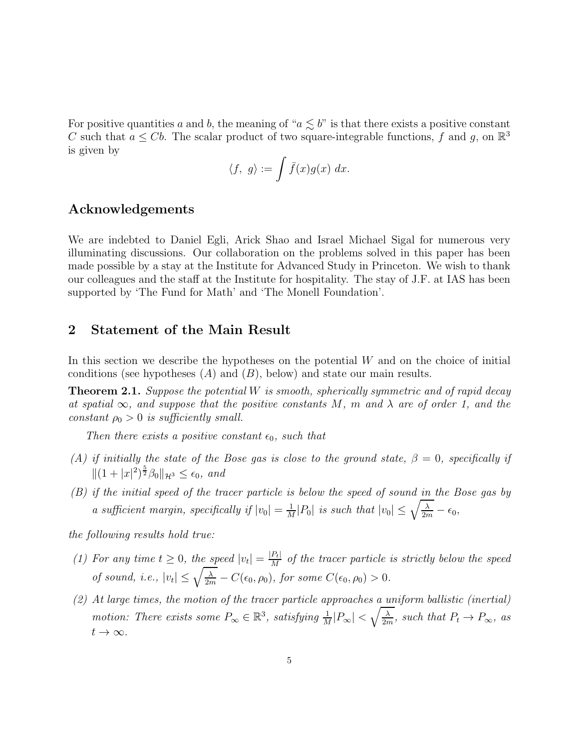For positive quantities $a$ and $b$, the meaning of "$a \lesssim b$" is that there exists a positive constant $C$ such that $a \leq Cb$. The scalar product of two square-integrable functions, $f$ and $g$, on $\mathbb{R}^3$ is given by

$$\langle f,\ g\rangle := \int \bar{f}(x)g(x)\ dx.$$

## Acknowledgements

We are indebted to Daniel Egli, Arick Shao and Israel Michael Sigal for numerous very illuminating discussions. Our collaboration on the problems solved in this paper has been made possible by a stay at the Institute for Advanced Study in Princeton. We wish to thank our colleagues and the staff at the Institute for hospitality. The stay of J.F. at IAS has been supported by 'The Fund for Math' and 'The Monell Foundation'.

## 2 Statement of the Main Result

In this section we describe the hypotheses on the potential $W$ and on the choice of initial conditions (see hypotheses $(A)$ and $(B)$, below) and state our main results.

**Theorem 2.1.** *Suppose the potential $W$ is smooth, spherically symmetric and of rapid decay at spatial $\infty$, and suppose that the positive constants $M$, $m$ and $\lambda$ are of order 1, and the constant $\rho_0 > 0$ is sufficiently small.*

*Then there exists a positive constant $\epsilon_0$, such that*

- *(A) if initially the state of the Bose gas is close to the ground state, $\beta = 0$, specifically if $\|(1+|x|^2)^{\frac{5}{2}}\beta_0\|_{\mathcal{H}^3} \leq \epsilon_0$, and*
- *(B) if the initial speed of the tracer particle is below the speed of sound in the Bose gas by a sufficient margin, specifically if $|v_0| = \frac{1}{M}|P_0|$ is such that $|v_0| \leq \sqrt{\frac{\lambda}{2m}} - \epsilon_0$,*

*the following results hold true:*

- *(1) For any time $t \geq 0$, the speed $|v_t| = \frac{|P_t|}{M}$ of the tracer particle is strictly below the speed of sound, i.e., $|v_t| \leq \sqrt{\frac{\lambda}{2m}} - C(\epsilon_0, \rho_0)$, for some $C(\epsilon_0, \rho_0) > 0$.*
- *(2) At large times, the motion of the tracer particle approaches a uniform ballistic (inertial) motion: There exists some $P_\infty \in \mathbb{R}^3$, satisfying $\frac{1}{M}|P_\infty| < \sqrt{\frac{\lambda}{2m}}$, such that $P_t \to P_\infty$, as $t \to \infty$.*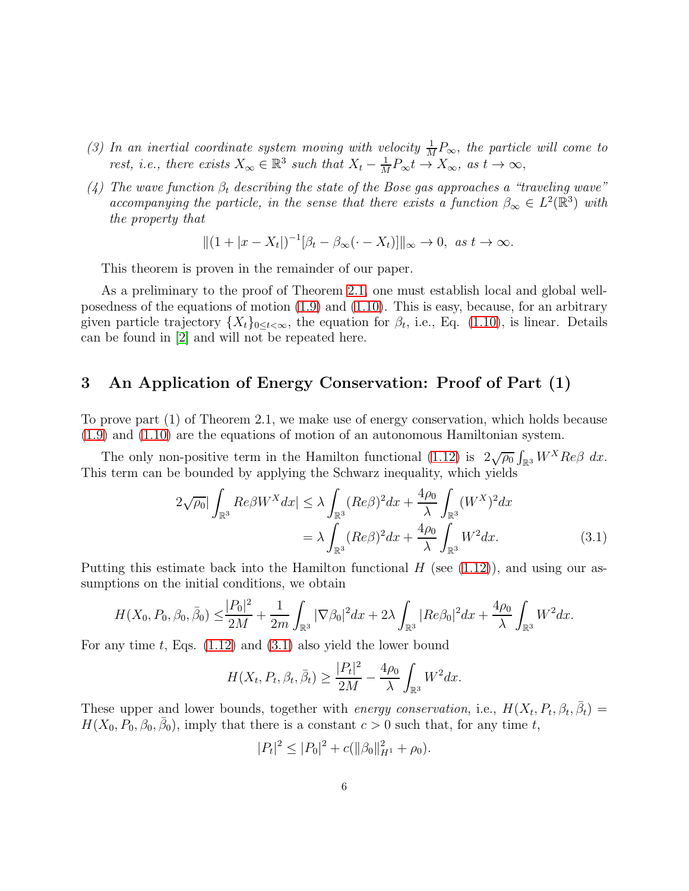(3) *In an inertial coordinate system moving with velocity $\frac{1}{M}P_\infty$, the particle will come to rest, i.e., there exists $X_\infty \in \mathbb{R}^3$ such that $X_t - \frac{1}{M}P_\infty t \to X_\infty$, as $t \to \infty$,*

(4) *The wave function $\beta_t$ describing the state of the Bose gas approaches a "traveling wave" accompanying the particle, in the sense that there exists a function $\beta_\infty \in L^2(\mathbb{R}^3)$ with the property that*

$$\|(1 + |x - X_t|)^{-1}[\beta_t - \beta_\infty(\cdot - X_t)]\|_\infty \to 0, \ \text{as } t \to \infty.$$

This theorem is proven in the remainder of our paper.

As a preliminary to the proof of Theorem 2.1, one must establish local and global well-posedness of the equations of motion (1.9) and (1.10). This is easy, because, for an arbitrary given particle trajectory $\{X_t\}_{0 \le t < \infty}$, the equation for $\beta_t$, i.e., Eq. (1.10), is linear. Details can be found in [2] and will not be repeated here.

## 3 An Application of Energy Conservation: Proof of Part (1)

To prove part (1) of Theorem 2.1, we make use of energy conservation, which holds because (1.9) and (1.10) are the equations of motion of an autonomous Hamiltonian system.

The only non-positive term in the Hamilton functional (1.12) is $2\sqrt{\rho_0}\int_{\mathbb{R}^3} W^X Re\beta \ dx$. This term can be bounded by applying the Schwarz inequality, which yields

$$\begin{aligned} 2\sqrt{\rho_0}\left|\int_{\mathbb{R}^3} Re\beta W^X dx\right| &\le \lambda \int_{\mathbb{R}^3} (Re\beta)^2 dx + \frac{4\rho_0}{\lambda}\int_{\mathbb{R}^3} (W^X)^2 dx \\ &= \lambda \int_{\mathbb{R}^3} (Re\beta)^2 dx + \frac{4\rho_0}{\lambda}\int_{\mathbb{R}^3} W^2 dx. \end{aligned} \tag{3.1}$$

Putting this estimate back into the Hamilton functional $H$ (see (1.12)), and using our assumptions on the initial conditions, we obtain

$$H(X_0, P_0, \beta_0, \bar{\beta}_0) \le \frac{|P_0|^2}{2M} + \frac{1}{2m}\int_{\mathbb{R}^3} |\nabla\beta_0|^2 dx + 2\lambda\int_{\mathbb{R}^3} |Re\beta_0|^2 dx + \frac{4\rho_0}{\lambda}\int_{\mathbb{R}^3} W^2 dx.$$

For any time $t$, Eqs. (1.12) and (3.1) also yield the lower bound

$$H(X_t, P_t, \beta_t, \bar{\beta}_t) \ge \frac{|P_t|^2}{2M} - \frac{4\rho_0}{\lambda}\int_{\mathbb{R}^3} W^2 dx.$$

These upper and lower bounds, together with *energy conservation*, i.e., $H(X_t, P_t, \beta_t, \bar{\beta}_t) = H(X_0, P_0, \beta_0, \bar{\beta}_0)$, imply that there is a constant $c > 0$ such that, for any time $t$,

$$|P_t|^2 \le |P_0|^2 + c(\|\beta_0\|_{H^1}^2 + \rho_0).$$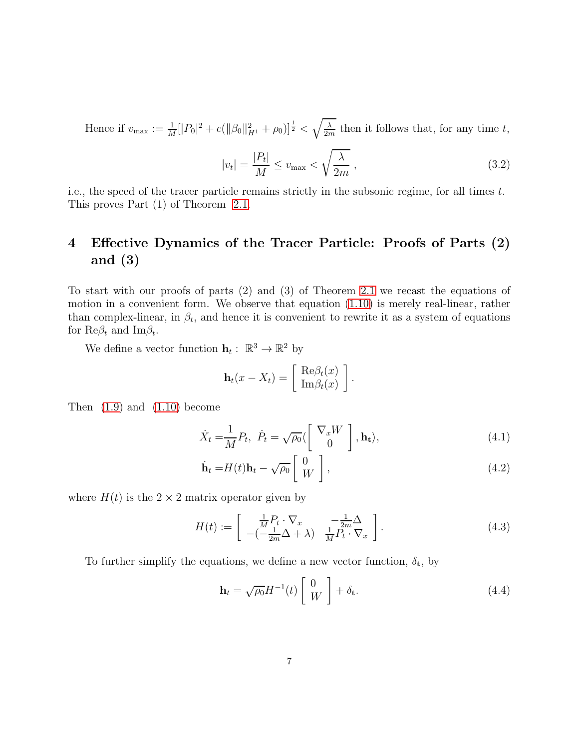Hence if $v_{\max} := \frac{1}{M}[|P_0|^2 + c(\|\beta_0\|^2_{H^1} + \rho_0)]^{\frac{1}{2}} < \sqrt{\frac{\lambda}{2m}}$ then it follows that, for any time $t$,

$$|v_t| = \frac{|P_t|}{M} \leq v_{\max} < \sqrt{\frac{\lambda}{2m}}\,, \tag{3.2}$$

i.e., the speed of the tracer particle remains strictly in the subsonic regime, for all times $t$. This proves Part (1) of Theorem 2.1.

# 4 Effective Dynamics of the Tracer Particle: Proofs of Parts (2) and (3)

To start with our proofs of parts (2) and (3) of Theorem 2.1 we recast the equations of motion in a convenient form. We observe that equation (1.10) is merely real-linear, rather than complex-linear, in $\beta_t$, and hence it is convenient to rewrite it as a system of equations for $\mathrm{Re}\beta_t$ and $\mathrm{Im}\beta_t$.

We define a vector function $\mathbf{h}_t : \mathbb{R}^3 \to \mathbb{R}^2$ by

$$\mathbf{h}_t(x - X_t) = \begin{bmatrix} \mathrm{Re}\beta_t(x) \\ \mathrm{Im}\beta_t(x) \end{bmatrix}.$$

Then (1.9) and (1.10) become

$$\dot{X}_t = \frac{1}{M}P_t,\ \dot{P}_t = \sqrt{\rho_0}\langle \begin{bmatrix} \nabla_x W \\ 0 \end{bmatrix}, \mathbf{h_t}\rangle, \tag{4.1}$$

$$\dot{\mathbf{h}}_t = H(t)\mathbf{h}_t - \sqrt{\rho_0}\begin{bmatrix} 0 \\ W \end{bmatrix}, \tag{4.2}$$

where $H(t)$ is the $2 \times 2$ matrix operator given by

$$H(t) := \begin{bmatrix} \frac{1}{M}P_t \cdot \nabla_x & -\frac{1}{2m}\Delta \\ -(-\frac{1}{2m}\Delta + \lambda) & \frac{1}{M}P_t \cdot \nabla_x \end{bmatrix}. \tag{4.3}$$

To further simplify the equations, we define a new vector function, $\delta_{\mathbf{t}}$, by

$$\mathbf{h}_t = \sqrt{\rho_0}H^{-1}(t)\begin{bmatrix} 0 \\ W \end{bmatrix} + \delta_{\mathbf{t}}. \tag{4.4}$$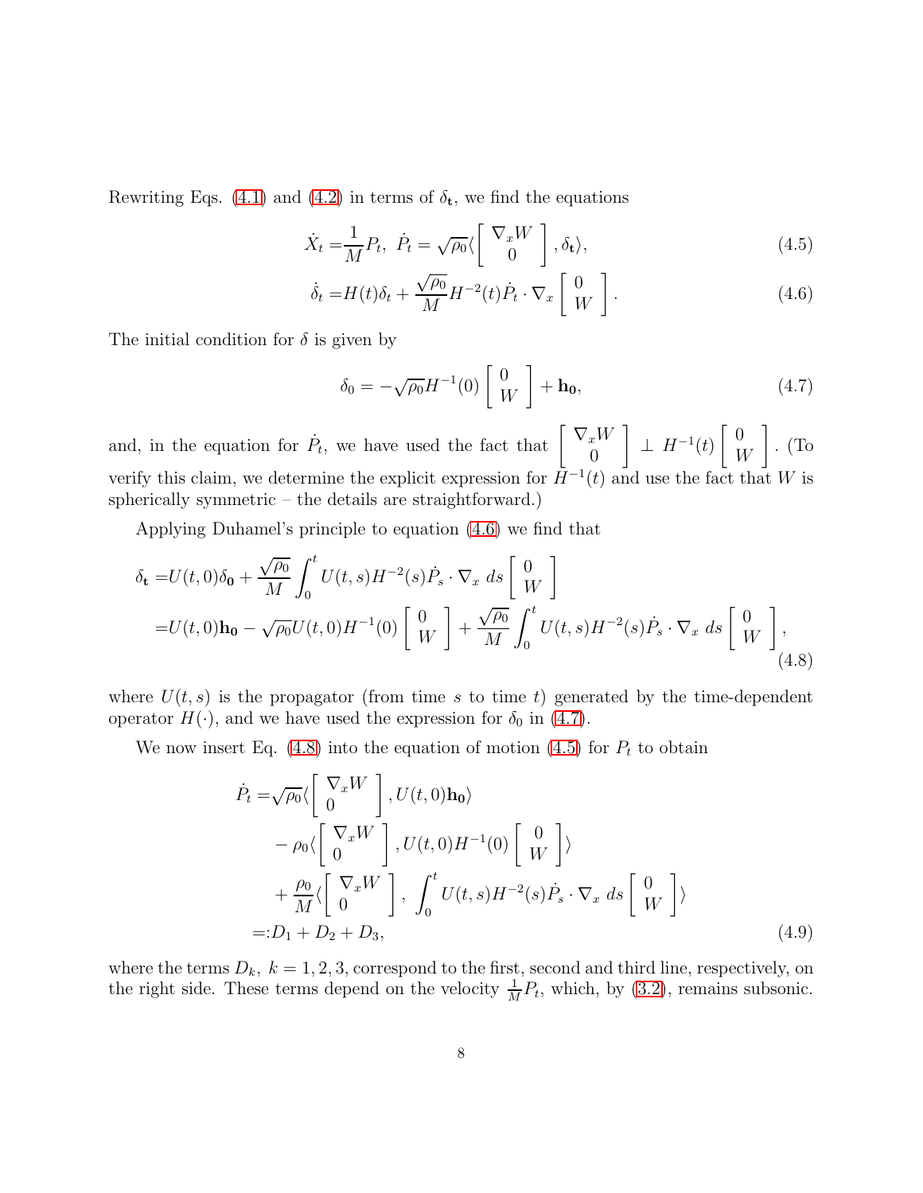Rewriting Eqs. (4.1) and (4.2) in terms of $\delta_{\mathbf{t}}$, we find the equations

$$\dot{X}_t = \frac{1}{M}P_t, \; \dot{P}_t = \sqrt{\rho_0}\langle \begin{bmatrix} \nabla_x W \\ 0 \end{bmatrix}, \delta_{\mathbf{t}} \rangle, \tag{4.5}$$

$$\dot{\delta}_t = H(t)\delta_t + \frac{\sqrt{\rho_0}}{M} H^{-2}(t) \dot{P}_t \cdot \nabla_x \begin{bmatrix} 0 \\ W \end{bmatrix}. \tag{4.6}$$

The initial condition for $\delta$ is given by

$$\delta_0 = -\sqrt{\rho_0} H^{-1}(0) \begin{bmatrix} 0 \\ W \end{bmatrix} + \mathbf{h_0}, \tag{4.7}$$

and, in the equation for $\dot{P}_t$, we have used the fact that $\begin{bmatrix} \nabla_x W \\ 0 \end{bmatrix} \perp H^{-1}(t) \begin{bmatrix} 0 \\ W \end{bmatrix}$. (To verify this claim, we determine the explicit expression for $H^{-1}(t)$ and use the fact that $W$ is spherically symmetric – the details are straightforward.)

Applying Duhamel's principle to equation (4.6) we find that

$$\begin{aligned} \delta_{\mathbf{t}} =& U(t,0)\delta_{\mathbf{0}} + \frac{\sqrt{\rho_0}}{M} \int_0^t U(t,s) H^{-2}(s) \dot{P}_s \cdot \nabla_x \; ds \begin{bmatrix} 0 \\ W \end{bmatrix} \\ =& U(t,0)\mathbf{h_0} - \sqrt{\rho_0} U(t,0) H^{-1}(0) \begin{bmatrix} 0 \\ W \end{bmatrix} + \frac{\sqrt{\rho_0}}{M} \int_0^t U(t,s) H^{-2}(s) \dot{P}_s \cdot \nabla_x \; ds \begin{bmatrix} 0 \\ W \end{bmatrix}, \end{aligned} \tag{4.8}$$

where $U(t,s)$ is the propagator (from time $s$ to time $t$) generated by the time-dependent operator $H(\cdot)$, and we have used the expression for $\delta_0$ in (4.7).

We now insert Eq. (4.8) into the equation of motion (4.5) for $P_t$ to obtain

$$\begin{aligned} \dot{P}_t =& \sqrt{\rho_0} \langle \begin{bmatrix} \nabla_x W \\ 0 \end{bmatrix}, U(t,0)\mathbf{h_0} \rangle \\ & - \rho_0 \langle \begin{bmatrix} \nabla_x W \\ 0 \end{bmatrix}, U(t,0) H^{-1}(0) \begin{bmatrix} 0 \\ W \end{bmatrix} \rangle \\ & + \frac{\rho_0}{M} \langle \begin{bmatrix} \nabla_x W \\ 0 \end{bmatrix}, \int_0^t U(t,s) H^{-2}(s) \dot{P}_s \cdot \nabla_x \; ds \begin{bmatrix} 0 \\ W \end{bmatrix} \rangle \\ =: & D_1 + D_2 + D_3, \end{aligned} \tag{4.9}$$

where the terms $D_k$, $k = 1, 2, 3$, correspond to the first, second and third line, respectively, on the right side. These terms depend on the velocity $\frac{1}{M}P_t$, which, by (3.2), remains subsonic.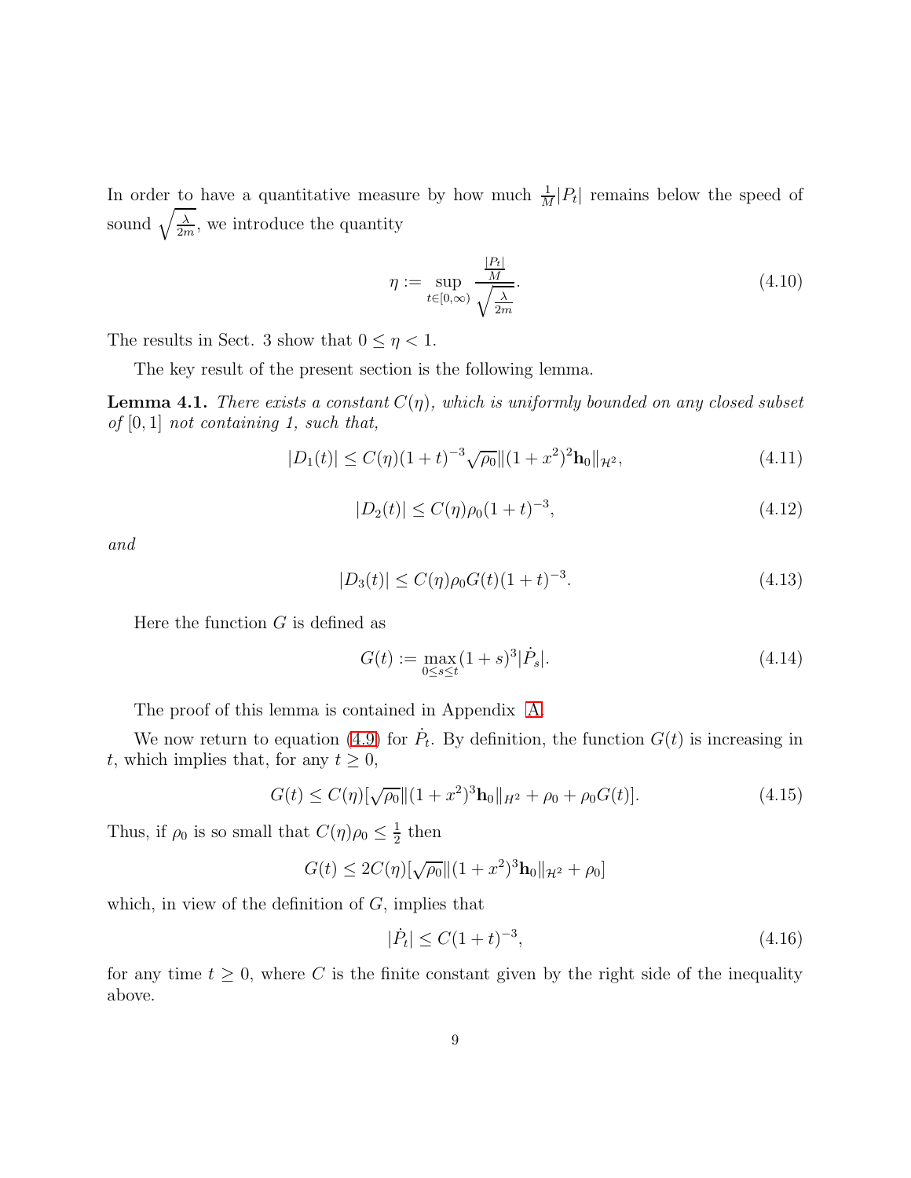In order to have a quantitative measure by how much $\frac{1}{M}|P_t|$ remains below the speed of sound $\sqrt{\frac{\lambda}{2m}}$, we introduce the quantity

$$\eta := \sup_{t\in[0,\infty)} \frac{\frac{|P_t|}{M}}{\sqrt{\frac{\lambda}{2m}}}. \tag{4.10}$$

The results in Sect. 3 show that $0 \le \eta < 1$.

The key result of the present section is the following lemma.

**Lemma 4.1.** *There exists a constant $C(\eta)$, which is uniformly bounded on any closed subset of $[0,1]$ not containing 1, such that,*

$$|D_1(t)| \le C(\eta)(1+t)^{-3}\sqrt{\rho_0}\|(1+x^2)^2\mathbf{h}_0\|_{\mathcal{H}^2}, \tag{4.11}$$

$$|D_2(t)| \le C(\eta)\rho_0(1+t)^{-3}, \tag{4.12}$$

*and*

$$|D_3(t)| \le C(\eta)\rho_0 G(t)(1+t)^{-3}. \tag{4.13}$$

Here the function $G$ is defined as

$$G(t) := \max_{0\le s\le t}(1+s)^3|\dot{P}_s|. \tag{4.14}$$

The proof of this lemma is contained in Appendix A.

We now return to equation (4.9) for $\dot{P}_t$. By definition, the function $G(t)$ is increasing in $t$, which implies that, for any $t \ge 0$,

$$G(t) \le C(\eta)[\sqrt{\rho_0}\|(1+x^2)^3\mathbf{h}_0\|_{H^2} + \rho_0 + \rho_0 G(t)]. \tag{4.15}$$

Thus, if $\rho_0$ is so small that $C(\eta)\rho_0 \le \frac{1}{2}$ then

$$G(t) \le 2C(\eta)[\sqrt{\rho_0}\|(1+x^2)^3\mathbf{h}_0\|_{\mathcal{H}^2} + \rho_0]$$

which, in view of the definition of $G$, implies that

$$|\dot{P}_t| \le C(1+t)^{-3}, \tag{4.16}$$

for any time $t \ge 0$, where $C$ is the finite constant given by the right side of the inequality above.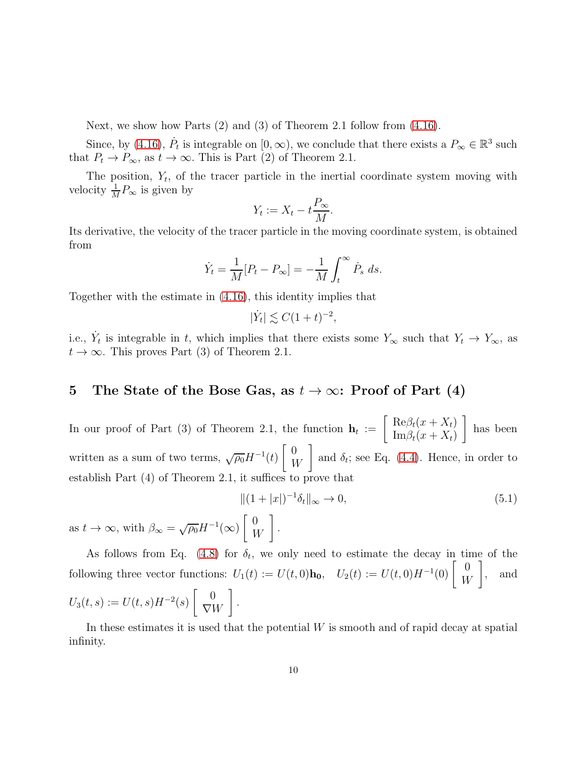Next, we show how Parts (2) and (3) of Theorem 2.1 follow from (4.16).

Since, by (4.16), $\dot{P}_t$ is integrable on $[0, \infty)$, we conclude that there exists a $P_\infty \in \mathbb{R}^3$ such that $P_t \to P_\infty$, as $t \to \infty$. This is Part (2) of Theorem 2.1.

The position, $Y_t$, of the tracer particle in the inertial coordinate system moving with velocity $\frac{1}{M} P_\infty$ is given by

$$Y_t := X_t - t\frac{P_\infty}{M}.$$

Its derivative, the velocity of the tracer particle in the moving coordinate system, is obtained from

$$\dot{Y}_t = \frac{1}{M}[P_t - P_\infty] = -\frac{1}{M}\int_t^\infty \dot{P}_s \, ds.$$

Together with the estimate in (4.16), this identity implies that

$$|\dot{Y}_t| \lesssim C(1+t)^{-2},$$

i.e., $\dot{Y}_t$ is integrable in $t$, which implies that there exists some $Y_\infty$ such that $Y_t \to Y_\infty$, as $t \to \infty$. This proves Part (3) of Theorem 2.1.

## 5 The State of the Bose Gas, as $t \to \infty$: Proof of Part (4)

In our proof of Part (3) of Theorem 2.1, the function $\mathbf{h}_t := \left[ \begin{array}{c} \mathrm{Re}\beta_t(x + X_t) \\ \mathrm{Im}\beta_t(x + X_t) \end{array} \right]$ has been written as a sum of two terms, $\sqrt{\rho_0} H^{-1}(t) \left[ \begin{array}{c} 0 \\ W \end{array} \right]$ and $\delta_t$; see Eq. (4.4). Hence, in order to establish Part (4) of Theorem 2.1, it suffices to prove that

$$\|(1+|x|)^{-1}\delta_t\|_\infty \to 0, \tag{5.1}$$

as $t \to \infty$, with $\beta_\infty = \sqrt{\rho_0} H^{-1}(\infty) \left[ \begin{array}{c} 0 \\ W \end{array} \right]$.

As follows from Eq. (4.8) for $\delta_t$, we only need to estimate the decay in time of the following three vector functions: $U_1(t) := U(t,0)\mathbf{h_0}$, $\quad U_2(t) := U(t,0)H^{-1}(0) \left[ \begin{array}{c} 0 \\ W \end{array} \right]$, $\quad$ and $U_3(t,s) := U(t,s)H^{-2}(s) \left[ \begin{array}{c} 0 \\ \nabla W \end{array} \right]$.

In these estimates it is used that the potential $W$ is smooth and of rapid decay at spatial infinity.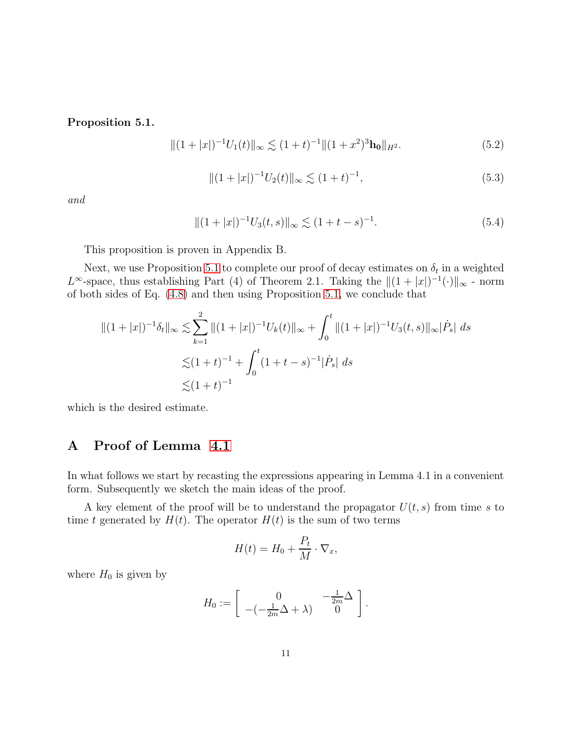**Proposition 5.1.**

$$\|(1+|x|)^{-1}U_1(t)\|_\infty \lesssim (1+t)^{-1}\|(1+x^2)^3\mathbf{h_0}\|_{H^2}. \tag{5.2}$$

$$\|(1+|x|)^{-1}U_2(t)\|_\infty \lesssim (1+t)^{-1}, \tag{5.3}$$

*and*

$$\|(1+|x|)^{-1}U_3(t,s)\|_\infty \lesssim (1+t-s)^{-1}. \tag{5.4}$$

This proposition is proven in Appendix B.

Next, we use Proposition 5.1 to complete our proof of decay estimates on $\delta_t$ in a weighted $L^\infty$-space, thus establishing Part (4) of Theorem 2.1. Taking the $\|(1+|x|)^{-1}(\cdot)\|_\infty$ - norm of both sides of Eq. (4.8) and then using Proposition 5.1, we conclude that

$$\begin{aligned}
\|(1+|x|)^{-1}\delta_t\|_\infty \lesssim & \sum_{k=1}^{2}\|(1+|x|)^{-1}U_k(t)\|_\infty + \int_0^t \|(1+|x|)^{-1}U_3(t,s)\|_\infty |\dot{P}_s|\ ds \\
\lesssim & (1+t)^{-1} + \int_0^t (1+t-s)^{-1}|\dot{P}_s|\ ds \\
\lesssim & (1+t)^{-1}
\end{aligned}$$

which is the desired estimate.

# A Proof of Lemma 4.1

In what follows we start by recasting the expressions appearing in Lemma 4.1 in a convenient form. Subsequently we sketch the main ideas of the proof.

A key element of the proof will be to understand the propagator $U(t,s)$ from time $s$ to time $t$ generated by $H(t)$. The operator $H(t)$ is the sum of two terms

$$H(t) = H_0 + \frac{P_t}{M}\cdot\nabla_x,$$

where $H_0$ is given by

$$H_0 := \begin{bmatrix} 0 & -\frac{1}{2m}\Delta \\ -(-\frac{1}{2m}\Delta + \lambda) & 0 \end{bmatrix}.$$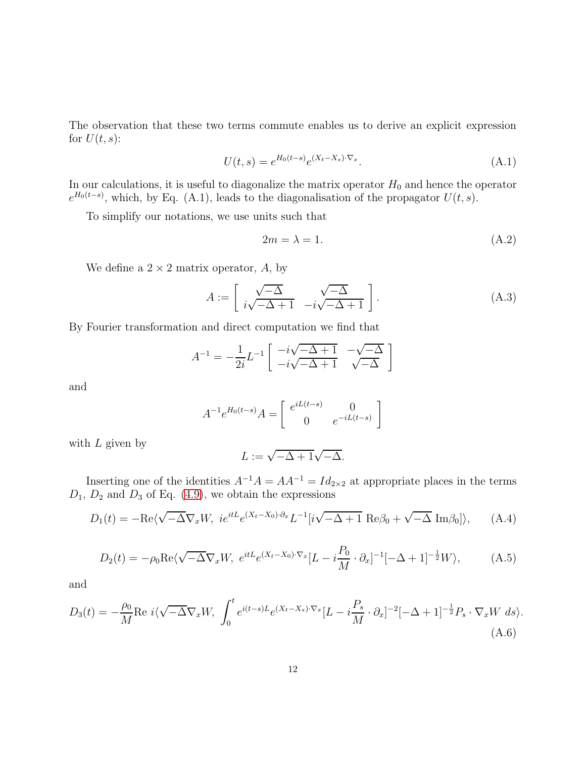The observation that these two terms commute enables us to derive an explicit expression for $U(t,s)$:

$$U(t,s) = e^{H_0(t-s)} e^{(X_t - X_s)\cdot\nabla_x}. \tag{A.1}$$

In our calculations, it is useful to diagonalize the matrix operator $H_0$ and hence the operator $e^{H_0(t-s)}$, which, by Eq. (A.1), leads to the diagonalisation of the propagator $U(t,s)$.

To simplify our notations, we use units such that

$$2m = \lambda = 1. \tag{A.2}$$

We define a $2\times 2$ matrix operator, $A$, by

$$A := \begin{bmatrix} \sqrt{-\Delta} & \sqrt{-\Delta} \\ i\sqrt{-\Delta+1} & -i\sqrt{-\Delta+1} \end{bmatrix}. \tag{A.3}$$

By Fourier transformation and direct computation we find that

$$A^{-1} = -\frac{1}{2i} L^{-1} \begin{bmatrix} -i\sqrt{-\Delta+1} & -\sqrt{-\Delta} \\ -i\sqrt{-\Delta+1} & \sqrt{-\Delta} \end{bmatrix}$$

and

$$A^{-1} e^{H_0(t-s)} A = \begin{bmatrix} e^{iL(t-s)} & 0 \\ 0 & e^{-iL(t-s)} \end{bmatrix}$$

with $L$ given by

$$L := \sqrt{-\Delta+1}\sqrt{-\Delta}.$$

Inserting one of the identities $A^{-1}A = AA^{-1} = Id_{2\times 2}$ at appropriate places in the terms $D_1$, $D_2$ and $D_3$ of Eq. (4.9), we obtain the expressions

$$D_1(t) = -\mathrm{Re}\langle \sqrt{-\Delta}\nabla_x W,\ i e^{itL} e^{(X_t - X_0)\cdot\partial_x} L^{-1}[i\sqrt{-\Delta+1}\ \mathrm{Re}\beta_0 + \sqrt{-\Delta}\ \mathrm{Im}\beta_0]\rangle, \tag{A.4}$$

$$D_2(t) = -\rho_0 \mathrm{Re}\langle \sqrt{-\Delta}\nabla_x W,\ e^{itL} e^{(X_t - X_0)\cdot\nabla_x}[L - i\frac{P_0}{M}\cdot\partial_x]^{-1}[-\Delta+1]^{-\frac{1}{2}} W\rangle, \tag{A.5}$$

and

$$D_3(t) = -\frac{\rho_0}{M}\mathrm{Re}\ i\langle \sqrt{-\Delta}\nabla_x W,\ \int_0^t e^{i(t-s)L} e^{(X_t - X_s)\cdot\nabla_x}[L - i\frac{P_s}{M}\cdot\partial_x]^{-2}[-\Delta+1]^{-\frac{1}{2}} P_s\cdot\nabla_x W\ ds\rangle. \tag{A.6}$$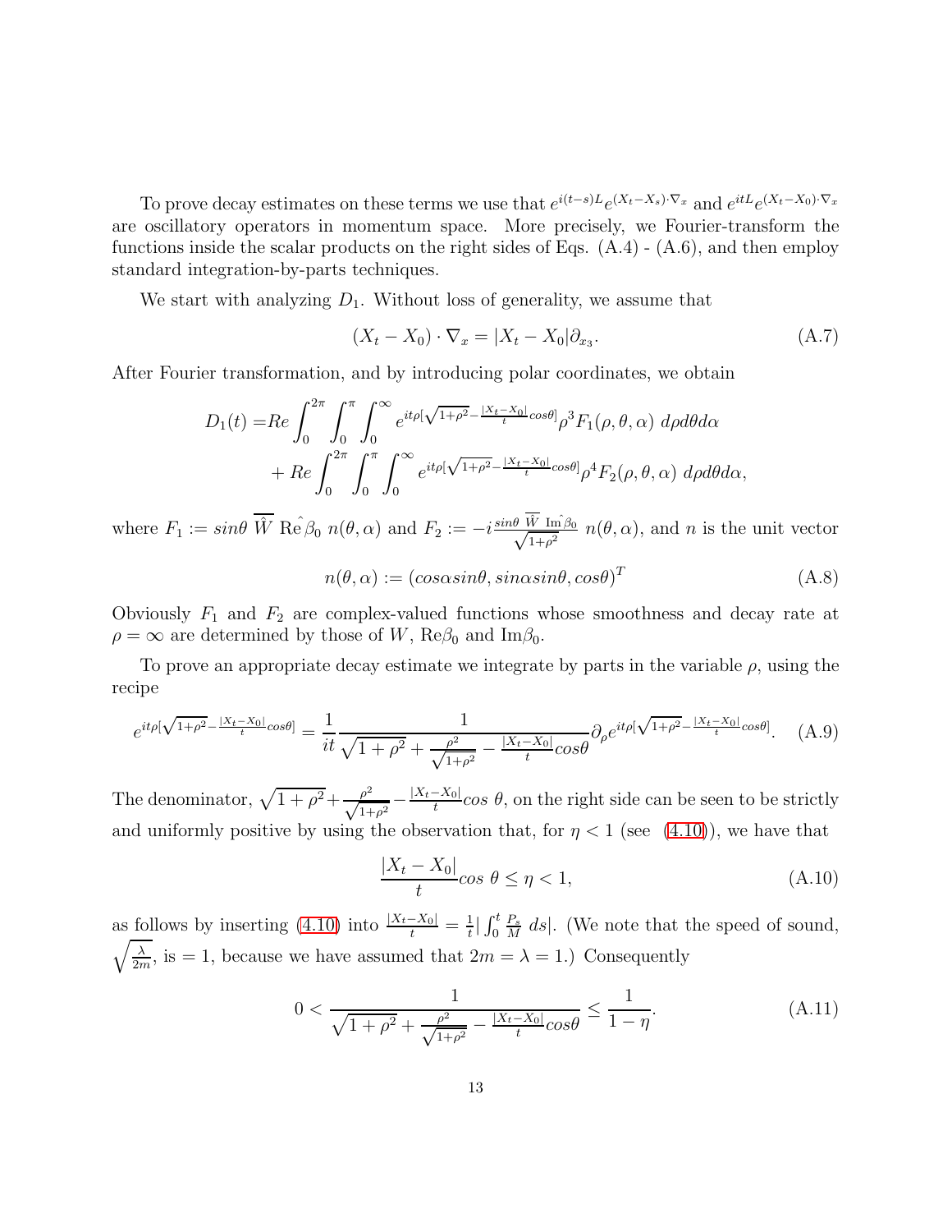To prove decay estimates on these terms we use that $e^{i(t-s)L}e^{(X_t-X_s)\cdot\nabla_x}$ and $e^{itL}e^{(X_t-X_0)\cdot\nabla_x}$ are oscillatory operators in momentum space. More precisely, we Fourier-transform the functions inside the scalar products on the right sides of Eqs. (A.4) - (A.6), and then employ standard integration-by-parts techniques.

We start with analyzing $D_1$. Without loss of generality, we assume that

$$(X_t - X_0)\cdot\nabla_x = |X_t - X_0|\partial_{x_3}. \tag{A.7}$$

After Fourier transformation, and by introducing polar coordinates, we obtain

$$\begin{aligned} D_1(t) =& Re\int_0^{2\pi}\int_0^{\pi}\int_0^{\infty} e^{it\rho[\sqrt{1+\rho^2}-\frac{|X_t-X_0|}{t}cos\theta]}\rho^3 F_1(\rho,\theta,\alpha)\; d\rho d\theta d\alpha \\ &+ Re\int_0^{2\pi}\int_0^{\pi}\int_0^{\infty} e^{it\rho[\sqrt{1+\rho^2}-\frac{|X_t-X_0|}{t}cos\theta]}\rho^4 F_2(\rho,\theta,\alpha)\; d\rho d\theta d\alpha, \end{aligned}$$

where $F_1 := sin\theta\ \overline{\hat{W}}\ \mathrm{Re}\hat{\beta}_0\ n(\theta,\alpha)$ and $F_2 := -i\frac{sin\theta\ \overline{\hat{W}}\ \mathrm{Im}\hat{\beta}_0}{\sqrt{1+\rho^2}}\ n(\theta,\alpha)$, and $n$ is the unit vector

$$n(\theta,\alpha) := (cos\alpha sin\theta, sin\alpha sin\theta, cos\theta)^T \tag{A.8}$$

Obviously $F_1$ and $F_2$ are complex-valued functions whose smoothness and decay rate at $\rho = \infty$ are determined by those of $W$, $\mathrm{Re}\beta_0$ and $\mathrm{Im}\beta_0$.

To prove an appropriate decay estimate we integrate by parts in the variable $\rho$, using the recipe

$$e^{it\rho[\sqrt{1+\rho^2}-\frac{|X_t-X_0|}{t}cos\theta]} = \frac{1}{it}\frac{1}{\sqrt{1+\rho^2}+\frac{\rho^2}{\sqrt{1+\rho^2}}-\frac{|X_t-X_0|}{t}cos\theta}\partial_\rho e^{it\rho[\sqrt{1+\rho^2}-\frac{|X_t-X_0|}{t}cos\theta]}. \tag{A.9}$$

The denominator, $\sqrt{1+\rho^2}+\frac{\rho^2}{\sqrt{1+\rho^2}}-\frac{|X_t-X_0|}{t}cos\ \theta$, on the right side can be seen to be strictly and uniformly positive by using the observation that, for $\eta < 1$ (see (4.10)), we have that

$$\frac{|X_t-X_0|}{t}cos\ \theta \le \eta < 1, \tag{A.10}$$

as follows by inserting (4.10) into $\frac{|X_t-X_0|}{t} = \frac{1}{t}|\int_0^t \frac{P_s}{M}\ ds|$. (We note that the speed of sound, $\sqrt{\frac{\lambda}{2m}}$, is $= 1$, because we have assumed that $2m = \lambda = 1$.) Consequently

$$0 < \frac{1}{\sqrt{1+\rho^2}+\frac{\rho^2}{\sqrt{1+\rho^2}}-\frac{|X_t-X_0|}{t}cos\theta} \le \frac{1}{1-\eta}. \tag{A.11}$$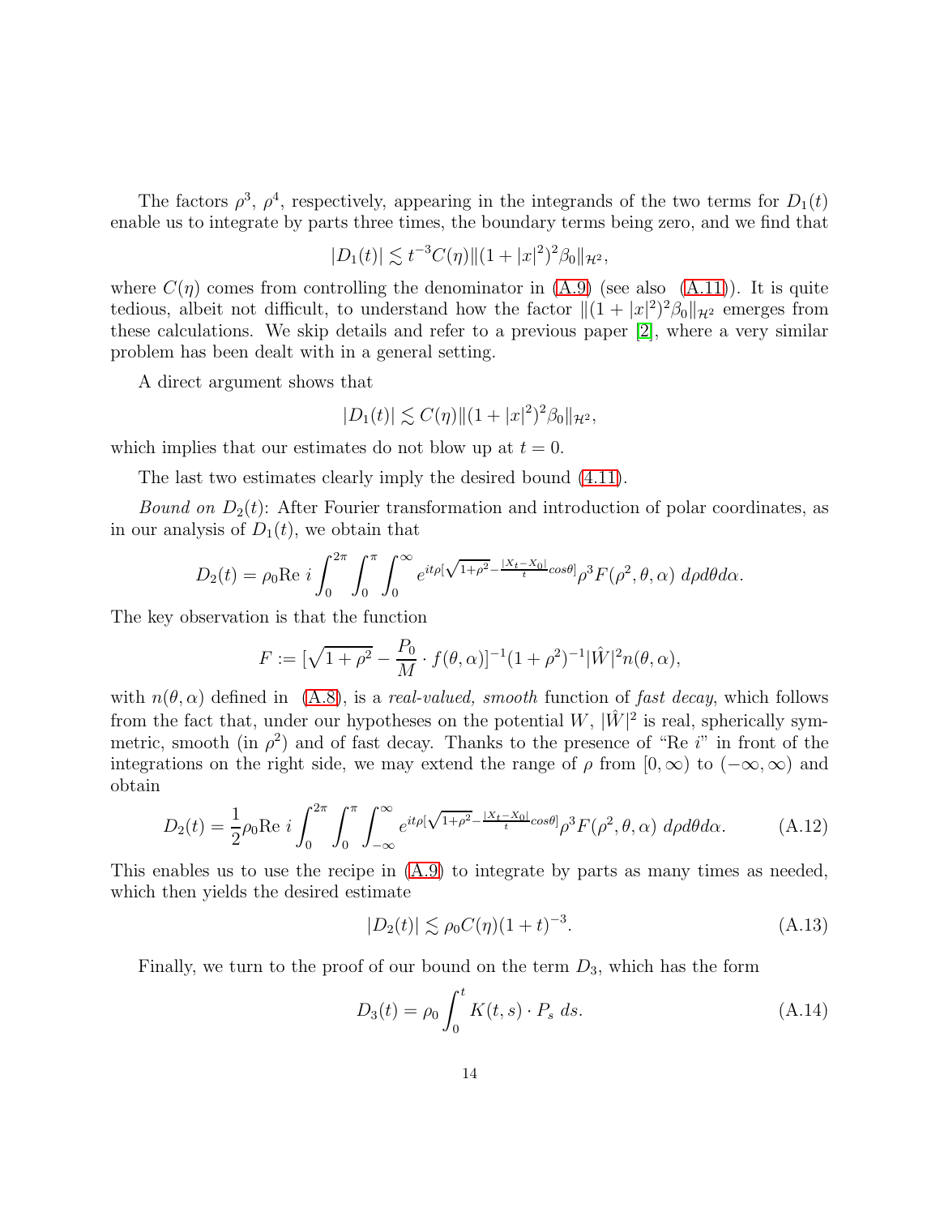The factors $\rho^3$, $\rho^4$, respectively, appearing in the integrands of the two terms for $D_1(t)$ enable us to integrate by parts three times, the boundary terms being zero, and we find that

$$|D_1(t)| \lesssim t^{-3} C(\eta) \|(1+|x|^2)^2 \beta_0\|_{\mathcal{H}^2},$$

where $C(\eta)$ comes from controlling the denominator in (A.9) (see also (A.11)). It is quite tedious, albeit not difficult, to understand how the factor $\|(1+|x|^2)^2\beta_0\|_{\mathcal{H}^2}$ emerges from these calculations. We skip details and refer to a previous paper [2], where a very similar problem has been dealt with in a general setting.

A direct argument shows that

$$|D_1(t)| \lesssim C(\eta) \|(1+|x|^2)^2 \beta_0\|_{\mathcal{H}^2},$$

which implies that our estimates do not blow up at $t = 0$.

The last two estimates clearly imply the desired bound (4.11).

*Bound on $D_2(t)$*: After Fourier transformation and introduction of polar coordinates, as in our analysis of $D_1(t)$, we obtain that

$$D_2(t) = \rho_0 \mathrm{Re}\ i \int_0^{2\pi} \int_0^{\pi} \int_0^{\infty} e^{it\rho[\sqrt{1+\rho^2} - \frac{|X_t - X_0|}{t} cos\theta]} \rho^3 F(\rho^2, \theta, \alpha)\ d\rho d\theta d\alpha.$$

The key observation is that the function

$$F := [\sqrt{1+\rho^2} - \frac{P_0}{M} \cdot f(\theta, \alpha)]^{-1} (1+\rho^2)^{-1} |\hat{W}|^2 n(\theta, \alpha),$$

with $n(\theta, \alpha)$ defined in (A.8), is a *real-valued, smooth* function of *fast decay*, which follows from the fact that, under our hypotheses on the potential $W$, $|\hat{W}|^2$ is real, spherically symmetric, smooth (in $\rho^2$) and of fast decay. Thanks to the presence of "Re $i$" in front of the integrations on the right side, we may extend the range of $\rho$ from $[0, \infty)$ to $(-\infty, \infty)$ and obtain

$$D_2(t) = \frac{1}{2} \rho_0 \mathrm{Re}\ i \int_0^{2\pi} \int_0^{\pi} \int_{-\infty}^{\infty} e^{it\rho[\sqrt{1+\rho^2} - \frac{|X_t - X_0|}{t} cos\theta]} \rho^3 F(\rho^2, \theta, \alpha)\ d\rho d\theta d\alpha. \tag{A.12}$$

This enables us to use the recipe in (A.9) to integrate by parts as many times as needed, which then yields the desired estimate

$$|D_2(t)| \lesssim \rho_0 C(\eta) (1+t)^{-3}. \tag{A.13}$$

Finally, we turn to the proof of our bound on the term $D_3$, which has the form

$$D_3(t) = \rho_0 \int_0^t K(t, s) \cdot P_s\ ds. \tag{A.14}$$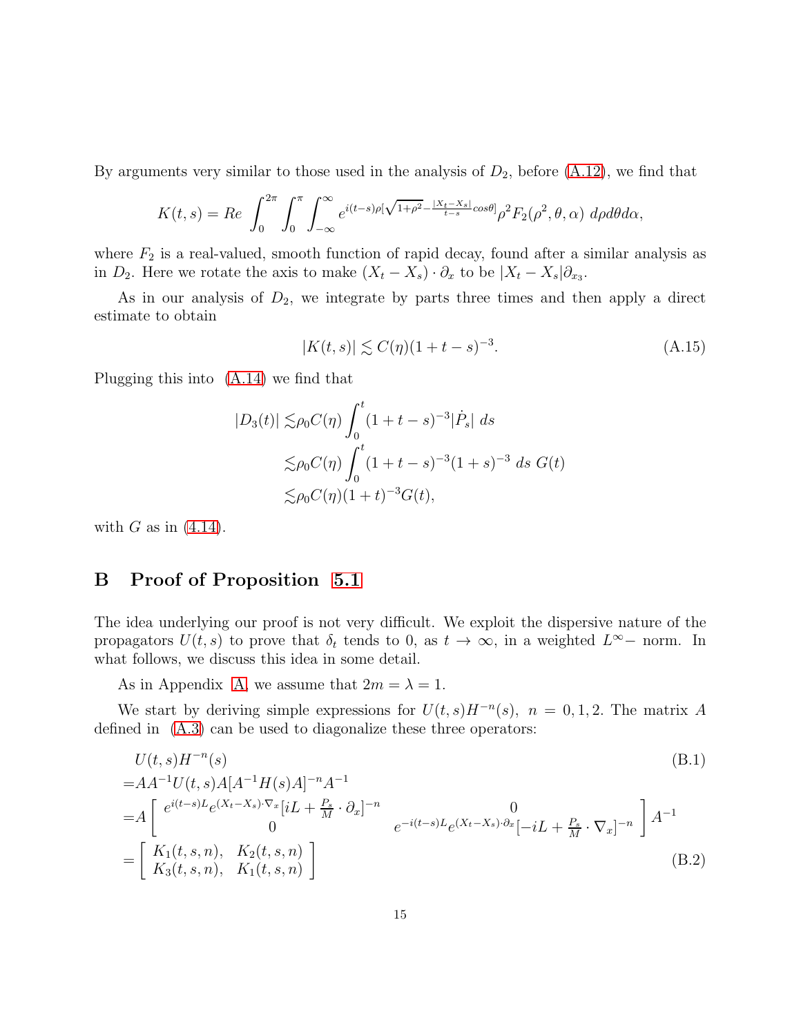By arguments very similar to those used in the analysis of $D_2$, before (A.12), we find that

$$K(t,s) = Re \int_0^{2\pi}\int_0^{\pi}\int_{-\infty}^{\infty} e^{i(t-s)\rho[\sqrt{1+\rho^2}-\frac{|X_t-X_s|}{t-s}cos\theta]}\rho^2 F_2(\rho^2,\theta,\alpha)\ d\rho d\theta d\alpha,$$

where $F_2$ is a real-valued, smooth function of rapid decay, found after a similar analysis as in $D_2$. Here we rotate the axis to make $(X_t - X_s)\cdot\partial_x$ to be $|X_t - X_s|\partial_{x_3}$.

As in our analysis of $D_2$, we integrate by parts three times and then apply a direct estimate to obtain

$$|K(t,s)| \lesssim C(\eta)(1+t-s)^{-3}. \tag{A.15}$$

Plugging this into (A.14) we find that

$$\begin{aligned}
|D_3(t)| \lesssim& \rho_0 C(\eta)\int_0^t (1+t-s)^{-3}|\dot{P}_s|\ ds \\
\lesssim& \rho_0 C(\eta)\int_0^t (1+t-s)^{-3}(1+s)^{-3}\ ds\ G(t) \\
\lesssim& \rho_0 C(\eta)(1+t)^{-3}G(t),
\end{aligned}$$

with $G$ as in (4.14).

# B Proof of Proposition 5.1

The idea underlying our proof is not very difficult. We exploit the dispersive nature of the propagators $U(t,s)$ to prove that $\delta_t$ tends to 0, as $t\to\infty$, in a weighted $L^\infty-$ norm. In what follows, we discuss this idea in some detail.

As in Appendix A, we assume that $2m = \lambda = 1$.

We start by deriving simple expressions for $U(t,s)H^{-n}(s),\ n = 0,1,2$. The matrix $A$ defined in (A.3) can be used to diagonalize these three operators:

$$\begin{aligned}
& U(t,s)H^{-n}(s) \qquad\qquad\qquad\qquad\qquad\qquad\qquad\qquad\qquad\qquad\qquad\qquad\qquad\qquad (B.1)\\
=& AA^{-1}U(t,s)A[A^{-1}H(s)A]^{-n}A^{-1} \\
=& A\left[\begin{array}{cc} e^{i(t-s)L}e^{(X_t-X_s)\cdot\nabla_x}[iL+\frac{P_s}{M}\cdot\partial_x]^{-n} & 0 \\ 0 & e^{-i(t-s)L}e^{(X_t-X_s)\cdot\partial_x}[-iL+\frac{P_s}{M}\cdot\nabla_x]^{-n}\end{array}\right]A^{-1} \\
=& \left[\begin{array}{cc} K_1(t,s,n), & K_2(t,s,n) \\ K_3(t,s,n), & K_1(t,s,n)\end{array}\right] \qquad\qquad\qquad\qquad\qquad\qquad\qquad\qquad\qquad\qquad\qquad (B.2)
\end{aligned}$$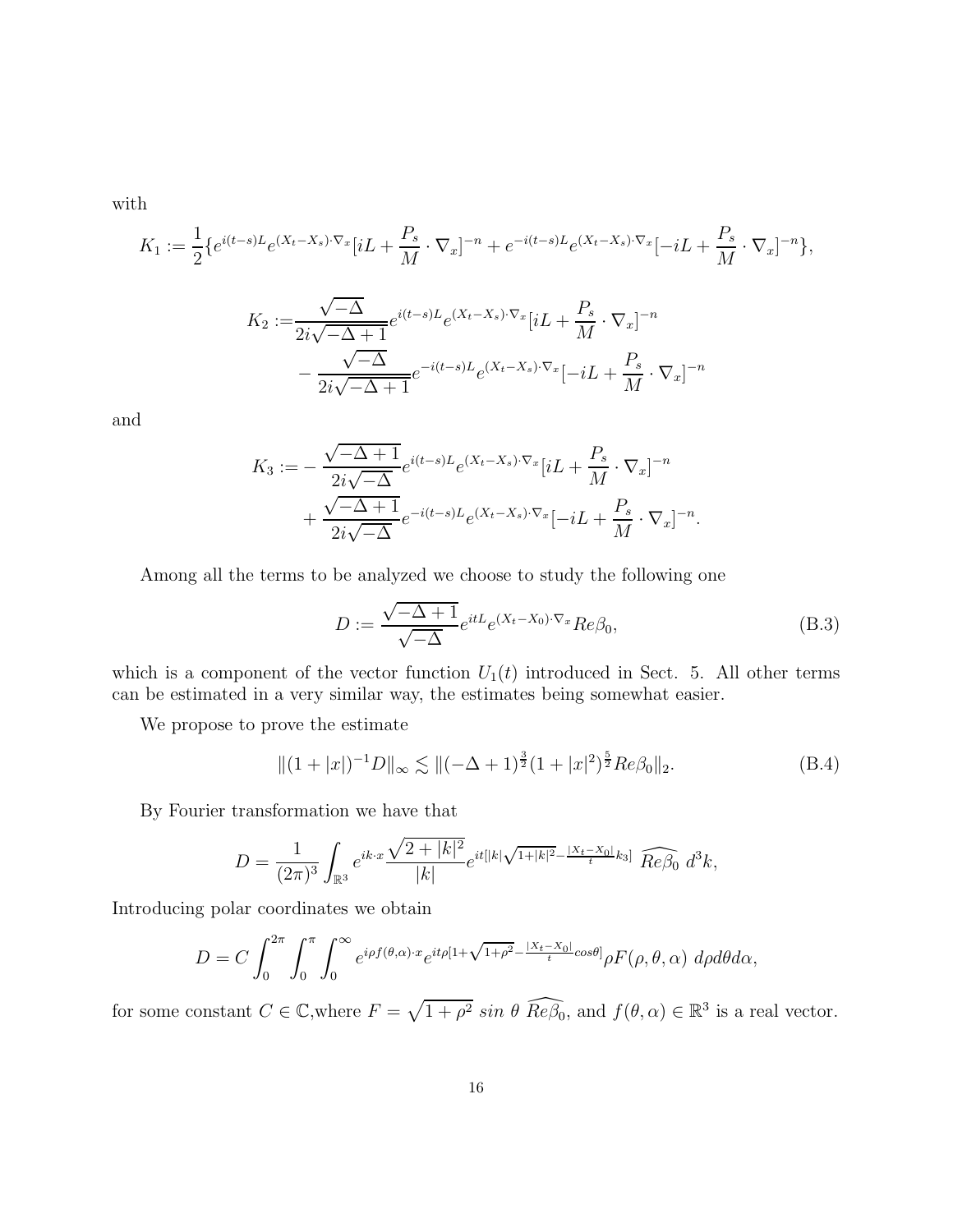with

$$K_1 := \frac{1}{2}\{e^{i(t-s)L}e^{(X_t-X_s)\cdot\nabla_x}[iL + \frac{P_s}{M}\cdot\nabla_x]^{-n} + e^{-i(t-s)L}e^{(X_t-X_s)\cdot\nabla_x}[-iL + \frac{P_s}{M}\cdot\nabla_x]^{-n}\},$$

$$\begin{aligned} K_2 :=& \frac{\sqrt{-\Delta}}{2i\sqrt{-\Delta+1}}e^{i(t-s)L}e^{(X_t-X_s)\cdot\nabla_x}[iL + \frac{P_s}{M}\cdot\nabla_x]^{-n} \\ &- \frac{\sqrt{-\Delta}}{2i\sqrt{-\Delta+1}}e^{-i(t-s)L}e^{(X_t-X_s)\cdot\nabla_x}[-iL + \frac{P_s}{M}\cdot\nabla_x]^{-n} \end{aligned}$$

and

$$\begin{aligned} K_3 :=& -\frac{\sqrt{-\Delta+1}}{2i\sqrt{-\Delta}}e^{i(t-s)L}e^{(X_t-X_s)\cdot\nabla_x}[iL + \frac{P_s}{M}\cdot\nabla_x]^{-n} \\ &+ \frac{\sqrt{-\Delta+1}}{2i\sqrt{-\Delta}}e^{-i(t-s)L}e^{(X_t-X_s)\cdot\nabla_x}[-iL + \frac{P_s}{M}\cdot\nabla_x]^{-n}. \end{aligned}$$

Among all the terms to be analyzed we choose to study the following one

$$D := \frac{\sqrt{-\Delta+1}}{\sqrt{-\Delta}}e^{itL}e^{(X_t-X_0)\cdot\nabla_x}Re\beta_0, \tag{B.3}$$

which is a component of the vector function $U_1(t)$ introduced in Sect. 5. All other terms can be estimated in a very similar way, the estimates being somewhat easier.

We propose to prove the estimate

$$\|(1+|x|)^{-1}D\|_\infty \lesssim \|(-\Delta+1)^{\frac{3}{2}}(1+|x|^2)^{\frac{5}{2}}Re\beta_0\|_2. \tag{B.4}$$

By Fourier transformation we have that

$$D = \frac{1}{(2\pi)^3}\int_{\mathbb{R}^3} e^{ik\cdot x}\frac{\sqrt{2+|k|^2}}{|k|}e^{it[|k|\sqrt{1+|k|^2}-\frac{|X_t-X_0|}{t}k_3]}\ \widehat{Re\beta_0}\ d^3k,$$

Introducing polar coordinates we obtain

$$D = C\int_0^{2\pi}\int_0^{\pi}\int_0^{\infty} e^{i\rho f(\theta,\alpha)\cdot x}e^{it\rho[1+\sqrt{1+\rho^2}-\frac{|X_t-X_0|}{t}cos\theta]}\rho F(\rho,\theta,\alpha)\ d\rho d\theta d\alpha,$$

for some constant $C\in\mathbb{C}$,where $F = \sqrt{1+\rho^2}\ sin\ \theta\ \widehat{Re\beta_0}$, and $f(\theta,\alpha)\in\mathbb{R}^3$ is a real vector.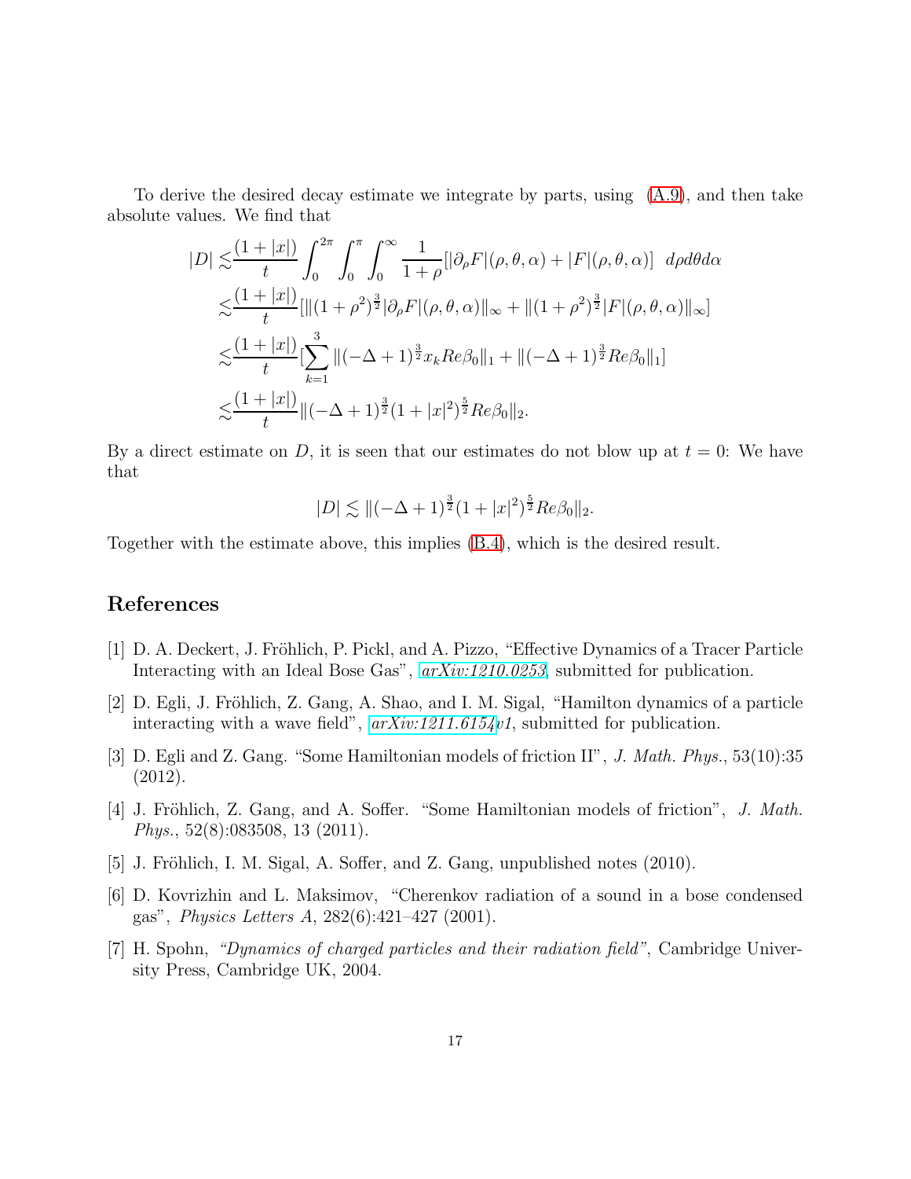To derive the desired decay estimate we integrate by parts, using (A.9), and then take absolute values. We find that

$$
\begin{aligned}
|D| \lesssim & \frac{(1+|x|)}{t} \int_0^{2\pi} \int_0^{\pi} \int_0^{\infty} \frac{1}{1+\rho} [|\partial_\rho F|(\rho,\theta,\alpha) + |F|(\rho,\theta,\alpha)] \ \ d\rho d\theta d\alpha \\
\lesssim & \frac{(1+|x|)}{t} [\|(1+\rho^2)^{\frac{3}{2}} |\partial_\rho F|(\rho,\theta,\alpha)\|_\infty + \|(1+\rho^2)^{\frac{3}{2}} |F|(\rho,\theta,\alpha)\|_\infty] \\
\lesssim & \frac{(1+|x|)}{t} [\sum_{k=1}^{3} \|(-\Delta+1)^{\frac{3}{2}} x_k Re\beta_0\|_1 + \|(-\Delta+1)^{\frac{3}{2}} Re\beta_0\|_1] \\
\lesssim & \frac{(1+|x|)}{t} \|(-\Delta+1)^{\frac{3}{2}} (1+|x|^2)^{\frac{5}{2}} Re\beta_0\|_2.
\end{aligned}
$$

By a direct estimate on $D$, it is seen that our estimates do not blow up at $t = 0$: We have that

$$
|D| \lesssim \|(-\Delta+1)^{\frac{3}{2}} (1+|x|^2)^{\frac{5}{2}} Re\beta_0\|_2.
$$

Together with the estimate above, this implies (B.4), which is the desired result.

## References

[1] D. A. Deckert, J. Fröhlich, P. Pickl, and A. Pizzo, "Effective Dynamics of a Tracer Particle Interacting with an Ideal Bose Gas", *arXiv:1210.0253*, submitted for publication.

[2] D. Egli, J. Fröhlich, Z. Gang, A. Shao, and I. M. Sigal, "Hamilton dynamics of a particle interacting with a wave field", *arXiv:1211.6154v1*, submitted for publication.

[3] D. Egli and Z. Gang. "Some Hamiltonian models of friction II", *J. Math. Phys.*, 53(10):35 (2012).

[4] J. Fröhlich, Z. Gang, and A. Soffer. "Some Hamiltonian models of friction", *J. Math. Phys.*, 52(8):083508, 13 (2011).

[5] J. Fröhlich, I. M. Sigal, A. Soffer, and Z. Gang, unpublished notes (2010).

[6] D. Kovrizhin and L. Maksimov, "Cherenkov radiation of a sound in a bose condensed gas", *Physics Letters A*, 282(6):421–427 (2001).

[7] H. Spohn, *"Dynamics of charged particles and their radiation field"*, Cambridge University Press, Cambridge UK, 2004.